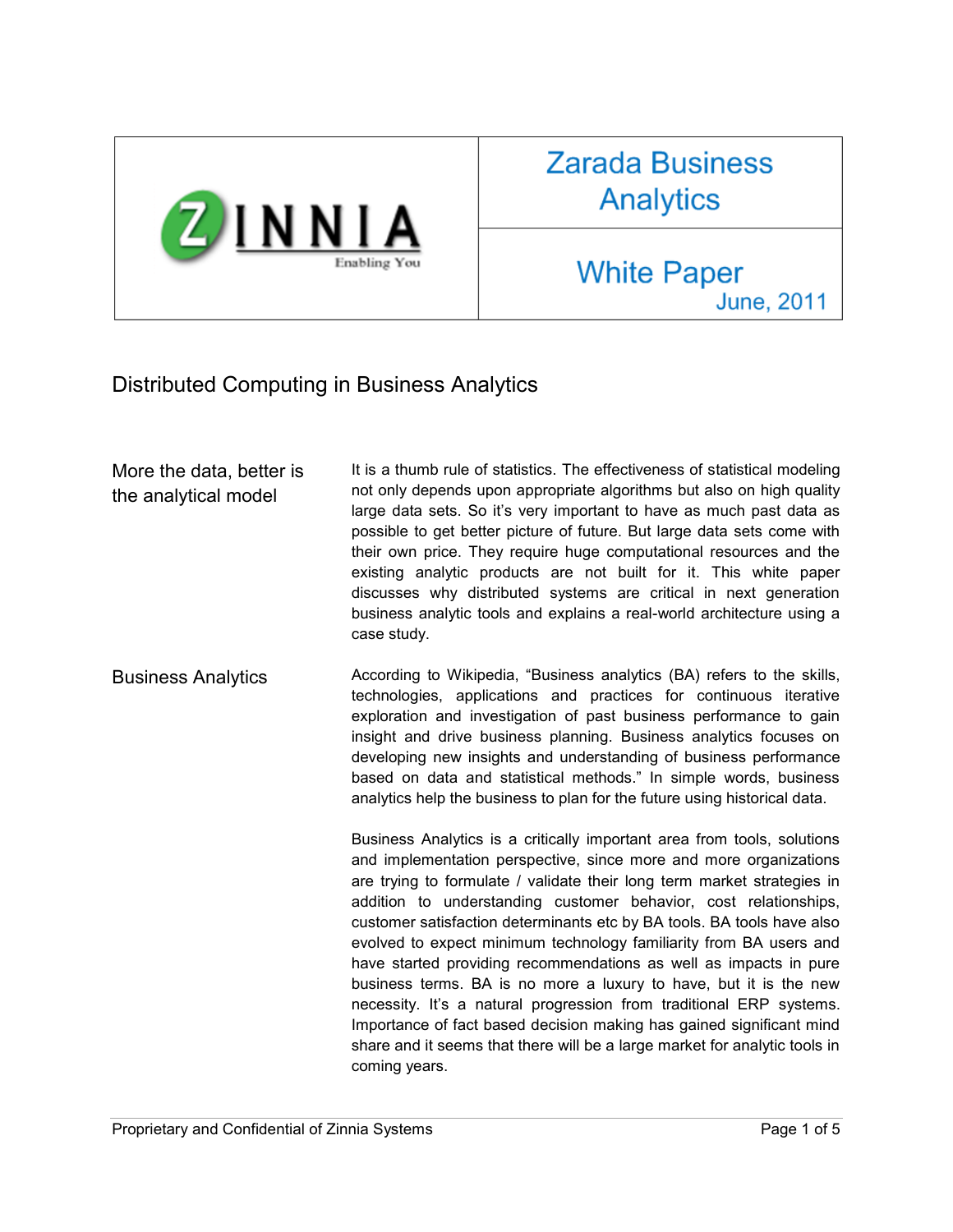| | Zarada Business Analytics |
|---|---|
| ZINNIA Enabling You | White Paper June, 2011 |

# Distributed Computing in Business Analytics

## More the data, better is the analytical model

It is a thumb rule of statistics. The effectiveness of statistical modeling not only depends upon appropriate algorithms but also on high quality large data sets. So it's very important to have as much past data as possible to get better picture of future. But large data sets come with their own price. They require huge computational resources and the existing analytic products are not built for it. This white paper discusses why distributed systems are critical in next generation business analytic tools and explains a real-world architecture using a case study.

## Business Analytics

According to Wikipedia, "Business analytics (BA) refers to the skills, technologies, applications and practices for continuous iterative exploration and investigation of past business performance to gain insight and drive business planning. Business analytics focuses on developing new insights and understanding of business performance based on data and statistical methods." In simple words, business analytics help the business to plan for the future using historical data.

Business Analytics is a critically important area from tools, solutions and implementation perspective, since more and more organizations are trying to formulate / validate their long term market strategies in addition to understanding customer behavior, cost relationships, customer satisfaction determinants etc by BA tools. BA tools have also evolved to expect minimum technology familiarity from BA users and have started providing recommendations as well as impacts in pure business terms. BA is no more a luxury to have, but it is the new necessity. It's a natural progression from traditional ERP systems. Importance of fact based decision making has gained significant mind share and it seems that there will be a large market for analytic tools in coming years.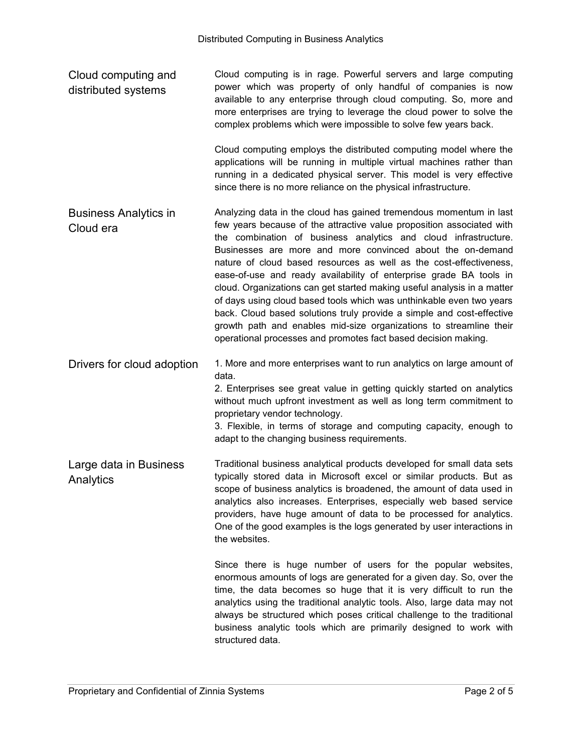## Cloud computing and distributed systems

Cloud computing is in rage. Powerful servers and large computing power which was property of only handful of companies is now available to any enterprise through cloud computing. So, more and more enterprises are trying to leverage the cloud power to solve the complex problems which were impossible to solve few years back.

Cloud computing employs the distributed computing model where the applications will be running in multiple virtual machines rather than running in a dedicated physical server. This model is very effective since there is no more reliance on the physical infrastructure.

## Business Analytics in Cloud era

Analyzing data in the cloud has gained tremendous momentum in last few years because of the attractive value proposition associated with the combination of business analytics and cloud infrastructure. Businesses are more and more convinced about the on-demand nature of cloud based resources as well as the cost-effectiveness, ease-of-use and ready availability of enterprise grade BA tools in cloud. Organizations can get started making useful analysis in a matter of days using cloud based tools which was unthinkable even two years back. Cloud based solutions truly provide a simple and cost-effective growth path and enables mid-size organizations to streamline their operational processes and promotes fact based decision making.

## Drivers for cloud adoption

1. More and more enterprises want to run analytics on large amount of data.
2. Enterprises see great value in getting quickly started on analytics without much upfront investment as well as long term commitment to proprietary vendor technology.
3. Flexible, in terms of storage and computing capacity, enough to adapt to the changing business requirements.

## Large data in Business Analytics

Traditional business analytical products developed for small data sets typically stored data in Microsoft excel or similar products. But as scope of business analytics is broadened, the amount of data used in analytics also increases. Enterprises, especially web based service providers, have huge amount of data to be processed for analytics. One of the good examples is the logs generated by user interactions in the websites.

Since there is huge number of users for the popular websites, enormous amounts of logs are generated for a given day. So, over the time, the data becomes so huge that it is very difficult to run the analytics using the traditional analytic tools. Also, large data may not always be structured which poses critical challenge to the traditional business analytic tools which are primarily designed to work with structured data.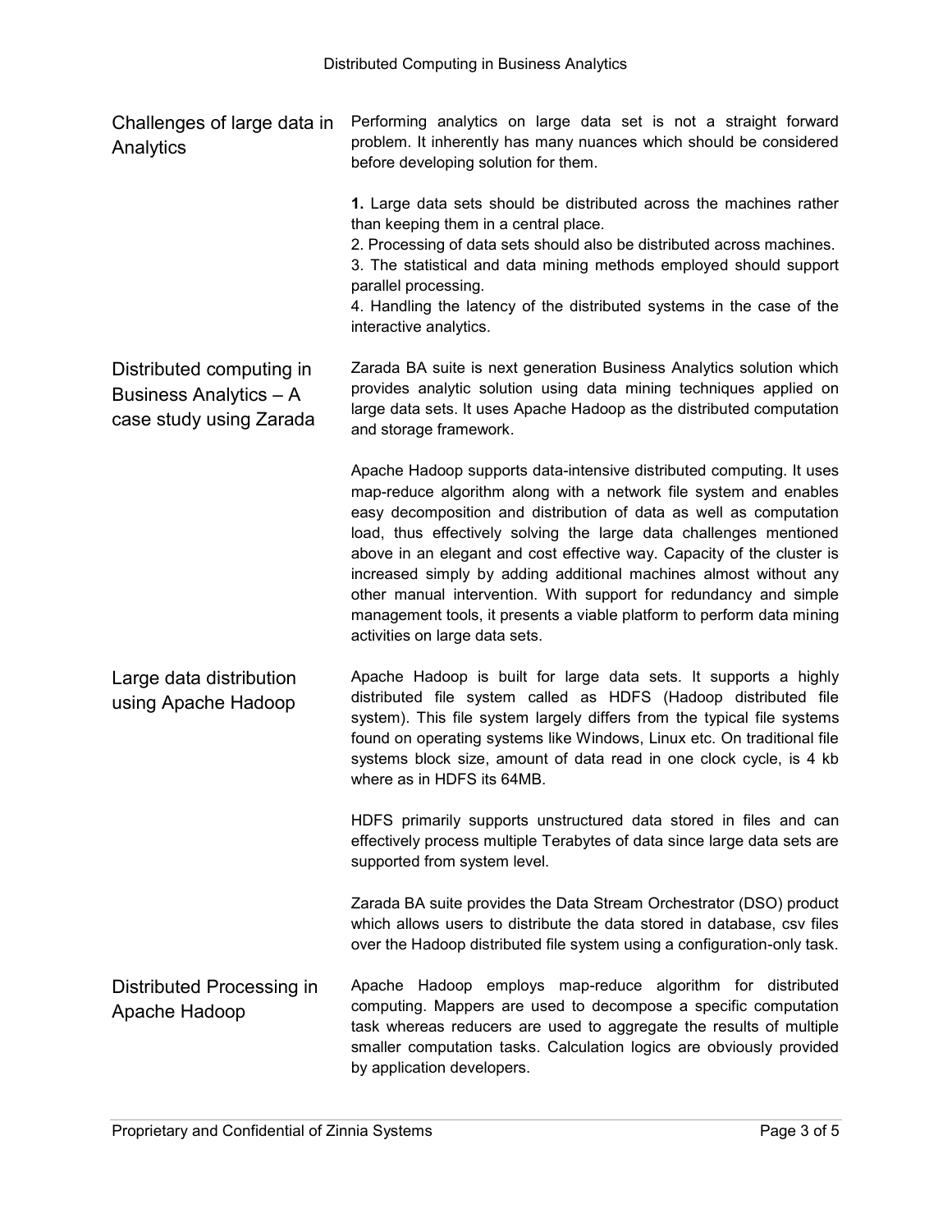## Challenges of large data in Analytics

Performing analytics on large data set is not a straight forward problem. It inherently has many nuances which should be considered before developing solution for them.

**1.** Large data sets should be distributed across the machines rather than keeping them in a central place.
2. Processing of data sets should also be distributed across machines.
3. The statistical and data mining methods employed should support parallel processing.
4. Handling the latency of the distributed systems in the case of the interactive analytics.

## Distributed computing in Business Analytics – A case study using Zarada

Zarada BA suite is next generation Business Analytics solution which provides analytic solution using data mining techniques applied on large data sets. It uses Apache Hadoop as the distributed computation and storage framework.

Apache Hadoop supports data-intensive distributed computing. It uses map-reduce algorithm along with a network file system and enables easy decomposition and distribution of data as well as computation load, thus effectively solving the large data challenges mentioned above in an elegant and cost effective way. Capacity of the cluster is increased simply by adding additional machines almost without any other manual intervention. With support for redundancy and simple management tools, it presents a viable platform to perform data mining activities on large data sets.

## Large data distribution using Apache Hadoop

Apache Hadoop is built for large data sets. It supports a highly distributed file system called as HDFS (Hadoop distributed file system). This file system largely differs from the typical file systems found on operating systems like Windows, Linux etc. On traditional file systems block size, amount of data read in one clock cycle, is 4 kb where as in HDFS its 64MB.

HDFS primarily supports unstructured data stored in files and can effectively process multiple Terabytes of data since large data sets are supported from system level.

Zarada BA suite provides the Data Stream Orchestrator (DSO) product which allows users to distribute the data stored in database, csv files over the Hadoop distributed file system using a configuration-only task.

## Distributed Processing in Apache Hadoop

Apache Hadoop employs map-reduce algorithm for distributed computing. Mappers are used to decompose a specific computation task whereas reducers are used to aggregate the results of multiple smaller computation tasks. Calculation logics are obviously provided by application developers.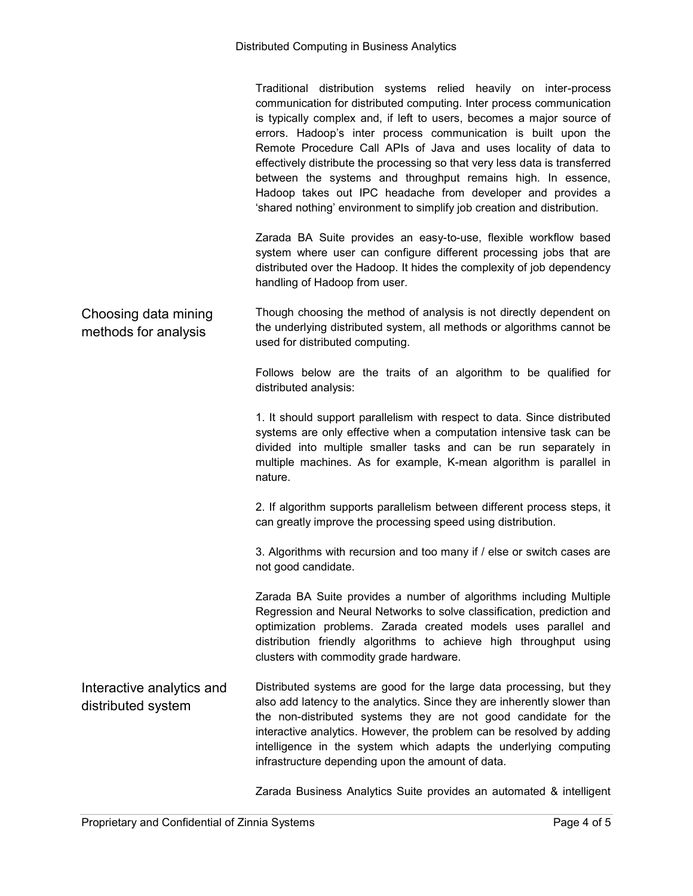Traditional distribution systems relied heavily on inter-process communication for distributed computing. Inter process communication is typically complex and, if left to users, becomes a major source of errors. Hadoop's inter process communication is built upon the Remote Procedure Call APIs of Java and uses locality of data to effectively distribute the processing so that very less data is transferred between the systems and throughput remains high. In essence, Hadoop takes out IPC headache from developer and provides a 'shared nothing' environment to simplify job creation and distribution.

Zarada BA Suite provides an easy-to-use, flexible workflow based system where user can configure different processing jobs that are distributed over the Hadoop. It hides the complexity of job dependency handling of Hadoop from user.

## Choosing data mining methods for analysis

Though choosing the method of analysis is not directly dependent on the underlying distributed system, all methods or algorithms cannot be used for distributed computing.

Follows below are the traits of an algorithm to be qualified for distributed analysis:

1. It should support parallelism with respect to data. Since distributed systems are only effective when a computation intensive task can be divided into multiple smaller tasks and can be run separately in multiple machines. As for example, K-mean algorithm is parallel in nature.

2. If algorithm supports parallelism between different process steps, it can greatly improve the processing speed using distribution.

3. Algorithms with recursion and too many if / else or switch cases are not good candidate.

Zarada BA Suite provides a number of algorithms including Multiple Regression and Neural Networks to solve classification, prediction and optimization problems. Zarada created models uses parallel and distribution friendly algorithms to achieve high throughput using clusters with commodity grade hardware.

## Interactive analytics and distributed system

Distributed systems are good for the large data processing, but they also add latency to the analytics. Since they are inherently slower than the non-distributed systems they are not good candidate for the interactive analytics. However, the problem can be resolved by adding intelligence in the system which adapts the underlying computing infrastructure depending upon the amount of data.

Zarada Business Analytics Suite provides an automated & intelligent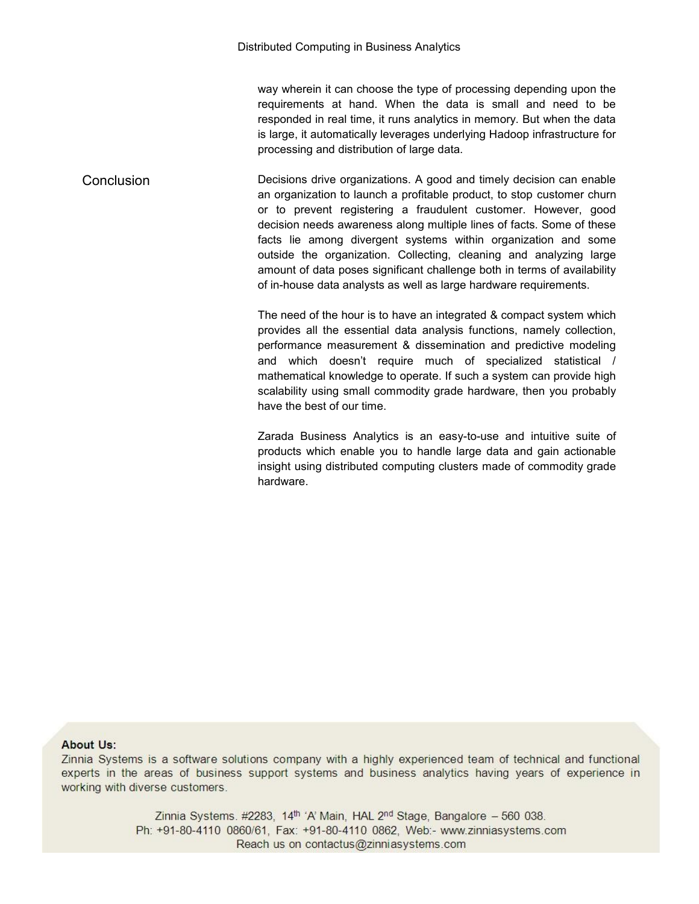way wherein it can choose the type of processing depending upon the requirements at hand. When the data is small and need to be responded in real time, it runs analytics in memory. But when the data is large, it automatically leverages underlying Hadoop infrastructure for processing and distribution of large data.

## Conclusion

Decisions drive organizations. A good and timely decision can enable an organization to launch a profitable product, to stop customer churn or to prevent registering a fraudulent customer. However, good decision needs awareness along multiple lines of facts. Some of these facts lie among divergent systems within organization and some outside the organization. Collecting, cleaning and analyzing large amount of data poses significant challenge both in terms of availability of in-house data analysts as well as large hardware requirements.

The need of the hour is to have an integrated & compact system which provides all the essential data analysis functions, namely collection, performance measurement & dissemination and predictive modeling and which doesn't require much of specialized statistical / mathematical knowledge to operate. If such a system can provide high scalability using small commodity grade hardware, then you probably have the best of our time.

Zarada Business Analytics is an easy-to-use and intuitive suite of products which enable you to handle large data and gain actionable insight using distributed computing clusters made of commodity grade hardware.

**About Us:**
Zinnia Systems is a software solutions company with a highly experienced team of technical and functional experts in the areas of business support systems and business analytics having years of experience in working with diverse customers.

Zinnia Systems. #2283, 14th 'A' Main, HAL 2nd Stage, Bangalore – 560 038.
Ph: +91-80-4110 0860/61, Fax: +91-80-4110 0862, Web:- www.zinniasystems.com
Reach us on contactus@zinniasystems.com